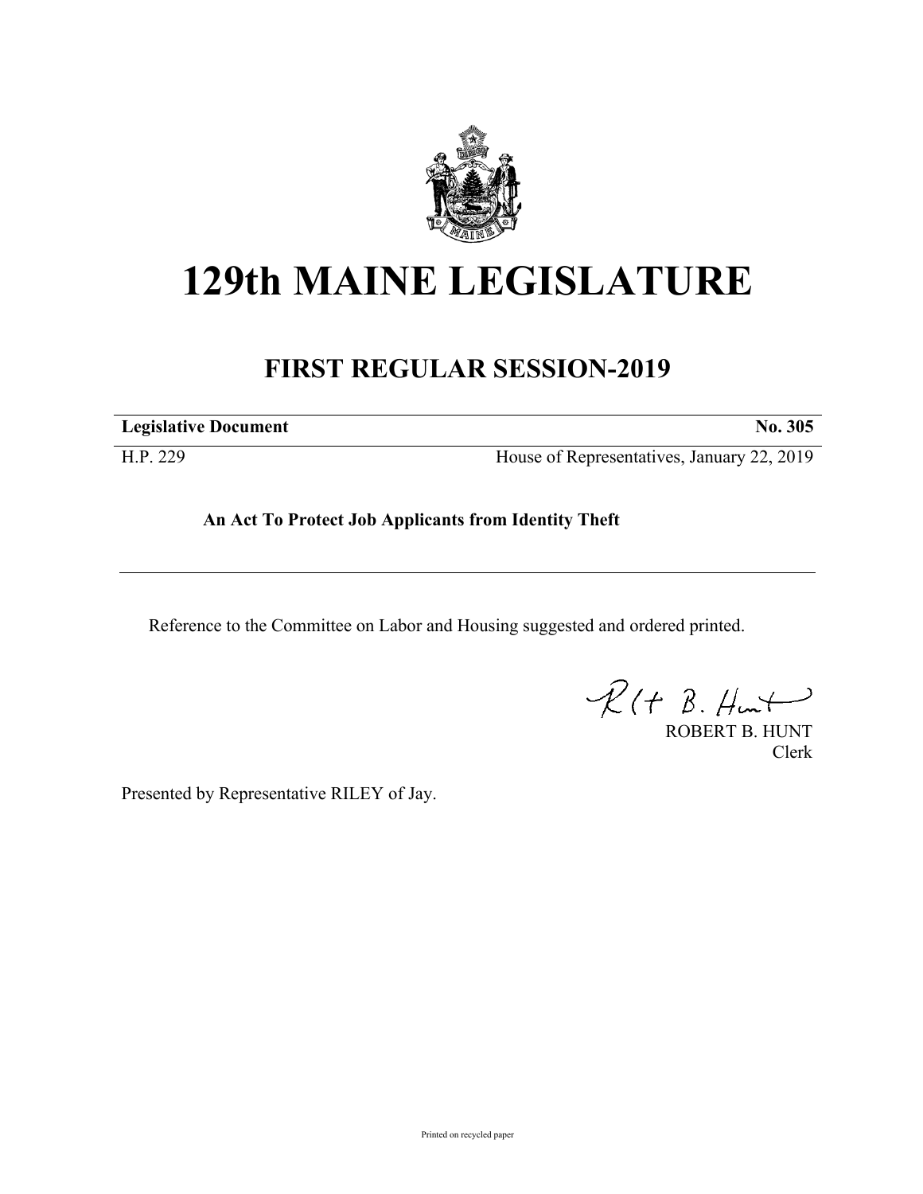# 129th MAINE LEGISLATURE

## FIRST REGULAR SESSION-2019

**Legislative Document** **No. 305**

H.P. 229 House of Representatives, January 22, 2019

**An Act To Protect Job Applicants from Identity Theft**

Reference to the Committee on Labor and Housing suggested and ordered printed.

ROBERT B. HUNT
Clerk

Presented by Representative RILEY of Jay.

Printed on recycled paper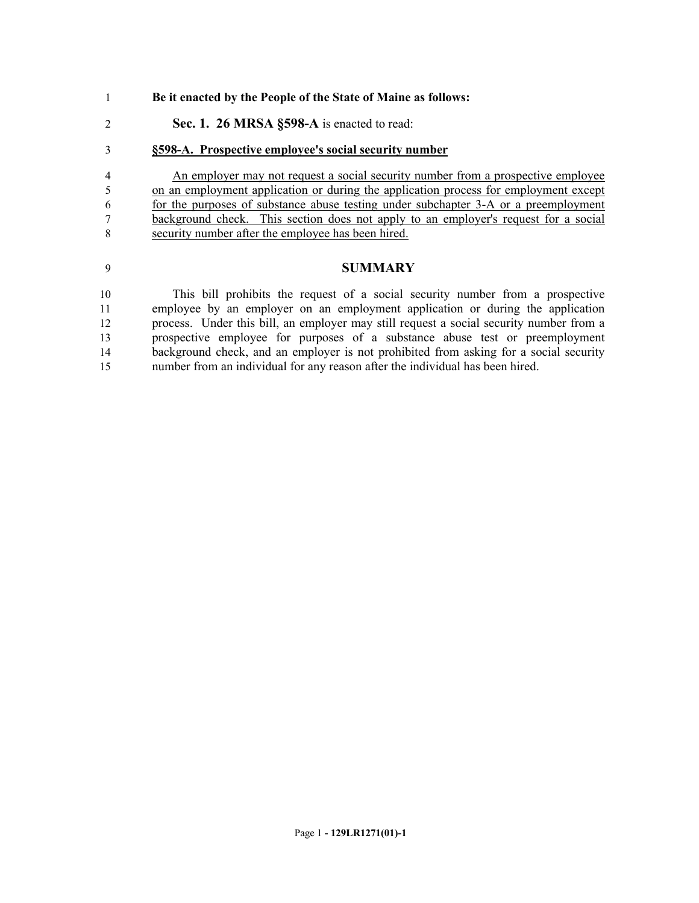**Be it enacted by the People of the State of Maine as follows:**

**Sec. 1. 26 MRSA §598-A** is enacted to read:

**§598-A. Prospective employee's social security number**

An employer may not request a social security number from a prospective employee on an employment application or during the application process for employment except for the purposes of substance abuse testing under subchapter 3-A or a preemployment background check. This section does not apply to an employer's request for a social security number after the employee has been hired.

## SUMMARY

This bill prohibits the request of a social security number from a prospective employee by an employer on an employment application or during the application process. Under this bill, an employer may still request a social security number from a prospective employee for purposes of a substance abuse test or preemployment background check, and an employer is not prohibited from asking for a social security number from an individual for any reason after the individual has been hired.